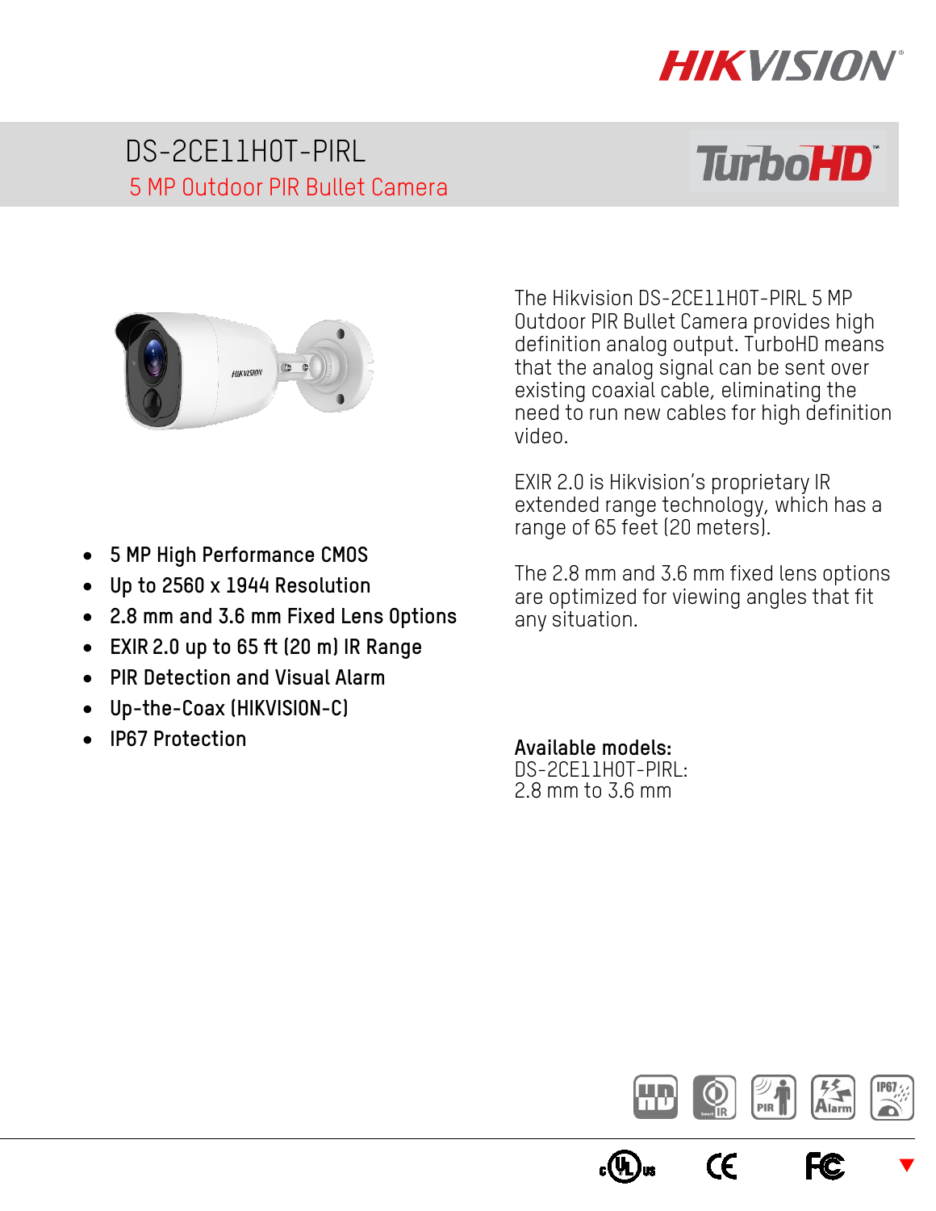# DS-2CE11H0T-PIRL

## 5 MP Outdoor PIR Bullet Camera

- 5 MP High Performance CMOS
- Up to 2560 x 1944 Resolution
- 2.8 mm and 3.6 mm Fixed Lens Options
- EXIR 2.0 up to 65 ft (20 m) IR Range
- PIR Detection and Visual Alarm
- Up-the-Coax (HIKVISION-C)
- IP67 Protection

The Hikvision DS-2CE11H0T-PIRL 5 MP Outdoor PIR Bullet Camera provides high definition analog output. TurboHD means that the analog signal can be sent over existing coaxial cable, eliminating the need to run new cables for high definition video.

EXIR 2.0 is Hikvision's proprietary IR extended range technology, which has a range of 65 feet (20 meters).

The 2.8 mm and 3.6 mm fixed lens options are optimized for viewing angles that fit any situation.

**Available models:**
DS-2CE11H0T-PIRL:
2.8 mm to 3.6 mm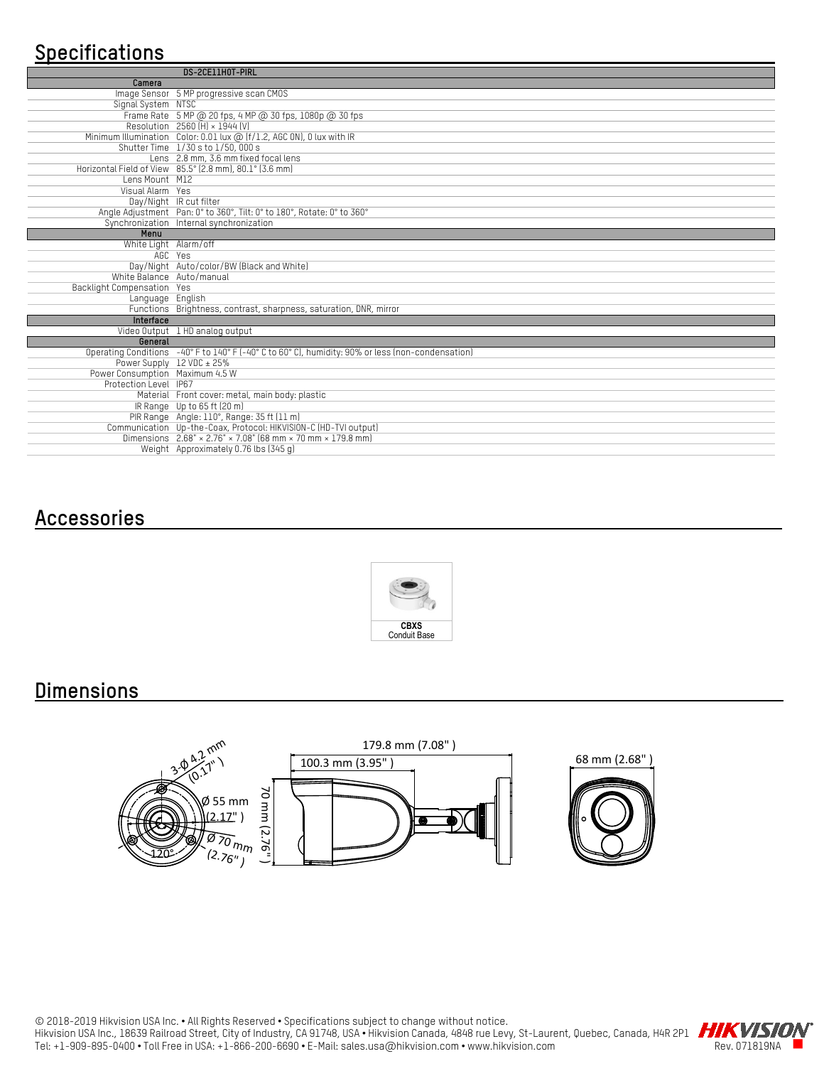## Specifications

| | DS-2CE11H0T-PIRL |
|---|---|
| **Camera** | |
| Image Sensor | 5 MP progressive scan CMOS |
| Signal System | NTSC |
| Frame Rate | 5 MP @ 20 fps, 4 MP @ 30 fps, 1080p @ 30 fps |
| Resolution | 2560 (H) × 1944 (V) |
| Minimum Illumination | Color: 0.01 lux @ (f/1.2, AGC ON), 0 lux with IR |
| Shutter Time | 1/30 s to 1/50, 000 s |
| Lens | 2.8 mm, 3.6 mm fixed focal lens |
| Horizontal Field of View | 85.5° (2.8 mm), 80.1° (3.6 mm) |
| Lens Mount | M12 |
| Visual Alarm | Yes |
| Day/Night | IR cut filter |
| Angle Adjustment | Pan: 0° to 360°, Tilt: 0° to 180°, Rotate: 0° to 360° |
| Synchronization | Internal synchronization |
| **Menu** | |
| White Light | Alarm/off |
| AGC | Yes |
| Day/Night | Auto/color/BW (Black and White) |
| White Balance | Auto/manual |
| Backlight Compensation | Yes |
| Language | English |
| Functions | Brightness, contrast, sharpness, saturation, DNR, mirror |
| **Interface** | |
| Video Output | 1 HD analog output |
| **General** | |
| Operating Conditions | -40° F to 140° F (-40° C to 60° C), humidity: 90% or less (non-condensation) |
| Power Supply | 12 VDC ± 25% |
| Power Consumption | Maximum 4.5 W |
| Protection Level | IP67 |
| Material | Front cover: metal, main body: plastic |
| IR Range | Up to 65 ft (20 m) |
| PIR Range | Angle: 110°, Range: 35 ft (11 m) |
| Communication | Up-the-Coax, Protocol: HIKVISION-C (HD-TVI output) |
| Dimensions | 2.68" × 2.76" × 7.08" (68 mm × 70 mm × 179.8 mm) |
| Weight | Approximately 0.76 lbs (345 g) |

## Accessories

**CBXS**
Conduit Base

## Dimensions

3-Ø 4.2 mm (0.17")
Ø 55 mm (2.17")
Ø 70 mm (2.76")
120°
179.8 mm (7.08")
100.3 mm (3.95")
70 mm (2.76")
68 mm (2.68")

© 2018-2019 Hikvision USA Inc. • All Rights Reserved • Specifications subject to change without notice.
Hikvision USA Inc., 18639 Railroad Street, City of Industry, CA 91748, USA • Hikvision Canada, 4848 rue Levy, St-Laurent, Quebec, Canada, H4R 2P1
Tel: +1-909-895-0400 • Toll Free in USA: +1-866-200-6690 • E-Mail: sales.usa@hikvision.com • www.hikvision.com

HIKVISION
Rev. 071819NA